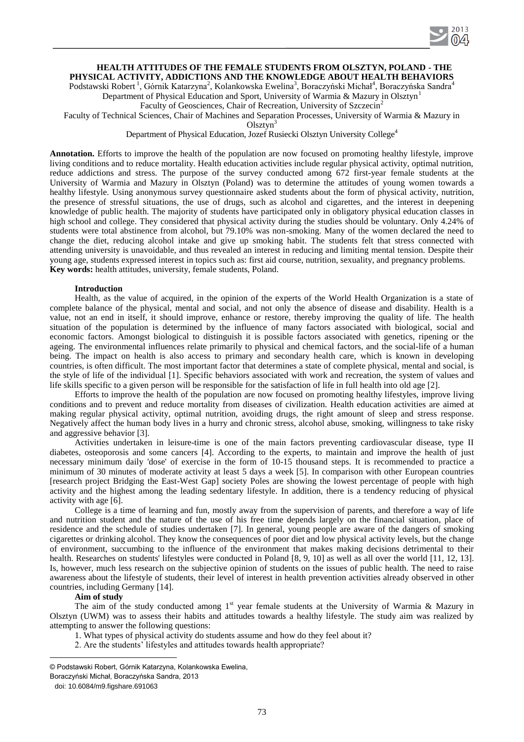# HEALTH ATTITUDES OF THE FEMALE STUDENTS FROM OLSZTYN, POLAND - THE PHYSICAL ACTIVITY, ADDICTIONS AND THE KNOWLEDGE ABOUT HEALTH BEHAVIORS

Podstawski Robert [1], Górnik Katarzyna [2], Kolankowska Ewelina [3], Boraczyński Michał [4], Boraczyńska Sandra [4]

Department of Physical Education and Sport, University of Warmia & Mazury in Olsztyn [1]

Faculty of Geosciences, Chair of Recreation, University of Szczecin [2]

Faculty of Technical Sciences, Chair of Machines and Separation Processes, University of Warmia & Mazury in Olsztyn [3]

Department of Physical Education, Jozef Rusiecki Olsztyn University College [4]

**Annotation.** Efforts to improve the health of the population are now focused on promoting healthy lifestyle, improve living conditions and to reduce mortality. Health education activities include regular physical activity, optimal nutrition, reduce addictions and stress. The purpose of the survey conducted among 672 first-year female students at the University of Warmia and Mazury in Olsztyn (Poland) was to determine the attitudes of young women towards a healthy lifestyle. Using anonymous survey questionnaire asked students about the form of physical activity, nutrition, the presence of stressful situations, the use of drugs, such as alcohol and cigarettes, and the interest in deepening knowledge of public health. The majority of students have participated only in obligatory physical education classes in high school and college. They considered that physical activity during the studies should be voluntary. Only 4.24% of students were total abstinence from alcohol, but 79.10% was non-smoking. Many of the women declared the need to change the diet, reducing alcohol intake and give up smoking habit. The students felt that stress connected with attending university is unavoidable, and thus revealed an interest in reducing and limiting mental tension. Despite their young age, students expressed interest in topics such as: first aid course, nutrition, sexuality, and pregnancy problems.

**Key words:** health attitudes, university, female students, Poland.

## Introduction

Health, as the value of acquired, in the opinion of the experts of the World Health Organization is a state of complete balance of the physical, mental and social, and not only the absence of disease and disability. Health is a value, not an end in itself, it should improve, enhance or restore, thereby improving the quality of life. The health situation of the population is determined by the influence of many factors associated with biological, social and economic factors. Amongst biological to distinguish it is possible factors associated with genetics, ripening or the ageing. The environmental influences relate primarily to physical and chemical factors, and the social-life of a human being. The impact on health is also access to primary and secondary health care, which is known in developing countries, is often difficult. The most important factor that determines a state of complete physical, mental and social, is the style of life of the individual [1]. Specific behaviors associated with work and recreation, the system of values and life skills specific to a given person will be responsible for the satisfaction of life in full health into old age [2].

Efforts to improve the health of the population are now focused on promoting healthy lifestyles, improve living conditions and to prevent and reduce mortality from diseases of civilization. Health education activities are aimed at making regular physical activity, optimal nutrition, avoiding drugs, the right amount of sleep and stress response. Negatively affect the human body lives in a hurry and chronic stress, alcohol abuse, smoking, willingness to take risky and aggressive behavior [3].

Activities undertaken in leisure-time is one of the main factors preventing cardiovascular disease, type II diabetes, osteoporosis and some cancers [4]. According to the experts, to maintain and improve the health of just necessary minimum daily 'dose' of exercise in the form of 10-15 thousand steps. It is recommended to practice a minimum of 30 minutes of moderate activity at least 5 days a week [5]. In comparison with other European countries [research project Bridging the East-West Gap] society Poles are showing the lowest percentage of people with high activity and the highest among the leading sedentary lifestyle. In addition, there is a tendency reducing of physical activity with age [6].

College is a time of learning and fun, mostly away from the supervision of parents, and therefore a way of life and nutrition student and the nature of the use of his free time depends largely on the financial situation, place of residence and the schedule of studies undertaken [7]. In general, young people are aware of the dangers of smoking cigarettes or drinking alcohol. They know the consequences of poor diet and low physical activity levels, but the change of environment, succumbing to the influence of the environment that makes making decisions detrimental to their health. Researches on students' lifestyles were conducted in Poland [8, 9, 10] as well as all over the world [11, 12, 13]. Is, however, much less research on the subjective opinion of students on the issues of public health. The need to raise awareness about the lifestyle of students, their level of interest in health prevention activities already observed in other countries, including Germany [14].

## Aim of study

The aim of the study conducted among 1st year female students at the University of Warmia & Mazury in Olsztyn (UWM) was to assess their habits and attitudes towards a healthy lifestyle. The study aim was realized by attempting to answer the following questions:

1. What types of physical activity do students assume and how do they feel about it?
2. Are the students' lifestyles and attitudes towards health appropriate?

---

© Podstawski Robert, Górnik Katarzyna, Kolankowska Ewelina, Boraczyński Michał, Boraczyńska Sandra, 2013

doi: 10.6084/m9.figshare.691063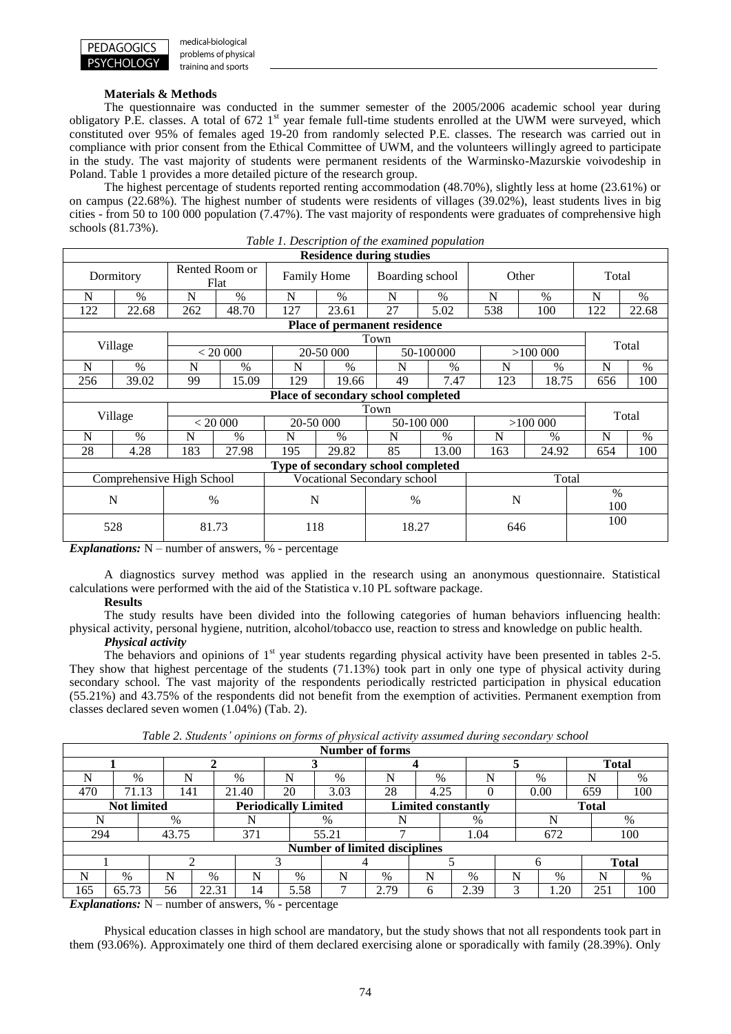**Materials & Methods**

The questionnaire was conducted in the summer semester of the 2005/2006 academic school year during obligatory P.E. classes. A total of 672 1st year female full-time students enrolled at the UWM were surveyed, which constituted over 95% of females aged 19-20 from randomly selected P.E. classes. The research was carried out in compliance with prior consent from the Ethical Committee of UWM, and the volunteers willingly agreed to participate in the study. The vast majority of students were permanent residents of the Warminsko-Mazurskie voivodeship in Poland. Table 1 provides a more detailed picture of the research group.

The highest percentage of students reported renting accommodation (48.70%), slightly less at home (23.61%) or on campus (22.68%). The highest number of students were residents of villages (39.02%), least students lives in big cities - from 50 to 100 000 population (7.47%). The vast majority of respondents were graduates of comprehensive high schools (81.73%).

*Table 1. Description of the examined population*

| **Residence during studies** | | | | | | | | | | | |
|---|---|---|---|---|---|---|---|---|---|---|---|
| Dormitory | | Rented Room or Flat | | Family Home | | Boarding school | | Other | | Total | |
| N | % | N | % | N | % | N | % | N | % | N | % |
| 122 | 22.68 | 262 | 48.70 | 127 | 23.61 | 27 | 5.02 | 538 | 100 | 122 | 22.68 |
| **Place of permanent residence** | | | | | | | | | | | |
| Village | | Town | | | | | | | | Total | |
| | | < 20 000 | | 20-50 000 | | 50-100000 | | >100 000 | | | |
| N | % | N | % | N | % | N | % | N | % | N | % |
| 256 | 39.02 | 99 | 15.09 | 129 | 19.66 | 49 | 7.47 | 123 | 18.75 | 656 | 100 |
| **Place of secondary school completed** | | | | | | | | | | | |
| Village | | Town | | | | | | | | Total | |
| | | < 20 000 | | 20-50 000 | | 50-100 000 | | >100 000 | | | |
| N | % | N | % | N | % | N | % | N | % | N | % |
| 28 | 4.28 | 183 | 27.98 | 195 | 29.82 | 85 | 13.00 | 163 | 24.92 | 654 | 100 |
| **Type of secondary school completed** | | | | | | | | | | | |
| Comprehensive High School | | | | Vocational Secondary school | | | | Total | | | |
| N | | % | | N | | % | | N | | % | |
| 528 | | 81.73 | | 118 | | 18.27 | | 646 | | 100 | |

*Explanations:* N – number of answers, % - percentage

A diagnostics survey method was applied in the research using an anonymous questionnaire. Statistical calculations were performed with the aid of the Statistica v.10 PL software package.

**Results**

The study results have been divided into the following categories of human behaviors influencing health: physical activity, personal hygiene, nutrition, alcohol/tobacco use, reaction to stress and knowledge on public health.

***Physical activity***

The behaviors and opinions of 1st year students regarding physical activity have been presented in tables 2-5. They show that highest percentage of the students (71.13%) took part in only one type of physical activity during secondary school. The vast majority of the respondents periodically restricted participation in physical education (55.21%) and 43.75% of the respondents did not benefit from the exemption of activities. Permanent exemption from classes declared seven women (1.04%) (Tab. 2).

*Table 2. Students' opinions on forms of physical activity assumed during secondary school*

| **Number of forms** | | | | | | | | | | | | | |
|---|---|---|---|---|---|---|---|---|---|---|---|---|---|
| 1 | | 2 | | 3 | | 4 | | 5 | | Total | | | |
| N | % | N | % | N | % | N | % | N | % | N | % | | |
| 470 | 71.13 | 141 | 21.40 | 20 | 3.03 | 28 | 4.25 | 0 | 0.00 | 659 | 100 | | |
| **Not limited** | | | **Periodically Limited** | | | **Limited constantly** | | | **Total** | | | | |
| N | % | | N | % | | N | % | | N | % | | | |
| 294 | 43.75 | | 371 | 55.21 | | 7 | 1.04 | | 672 | 100 | | | |
| **Number of limited disciplines** | | | | | | | | | | | | | |
| 1 | | 2 | | 3 | | 4 | | 5 | | 6 | | Total | |
| N | % | N | % | N | % | N | % | N | % | N | % | N | % |
| 165 | 65.73 | 56 | 22.31 | 14 | 5.58 | 7 | 2.79 | 6 | 2.39 | 3 | 1.20 | 251 | 100 |

*Explanations:* N – number of answers, % - percentage

Physical education classes in high school are mandatory, but the study shows that not all respondents took part in them (93.06%). Approximately one third of them declared exercising alone or sporadically with family (28.39%). Only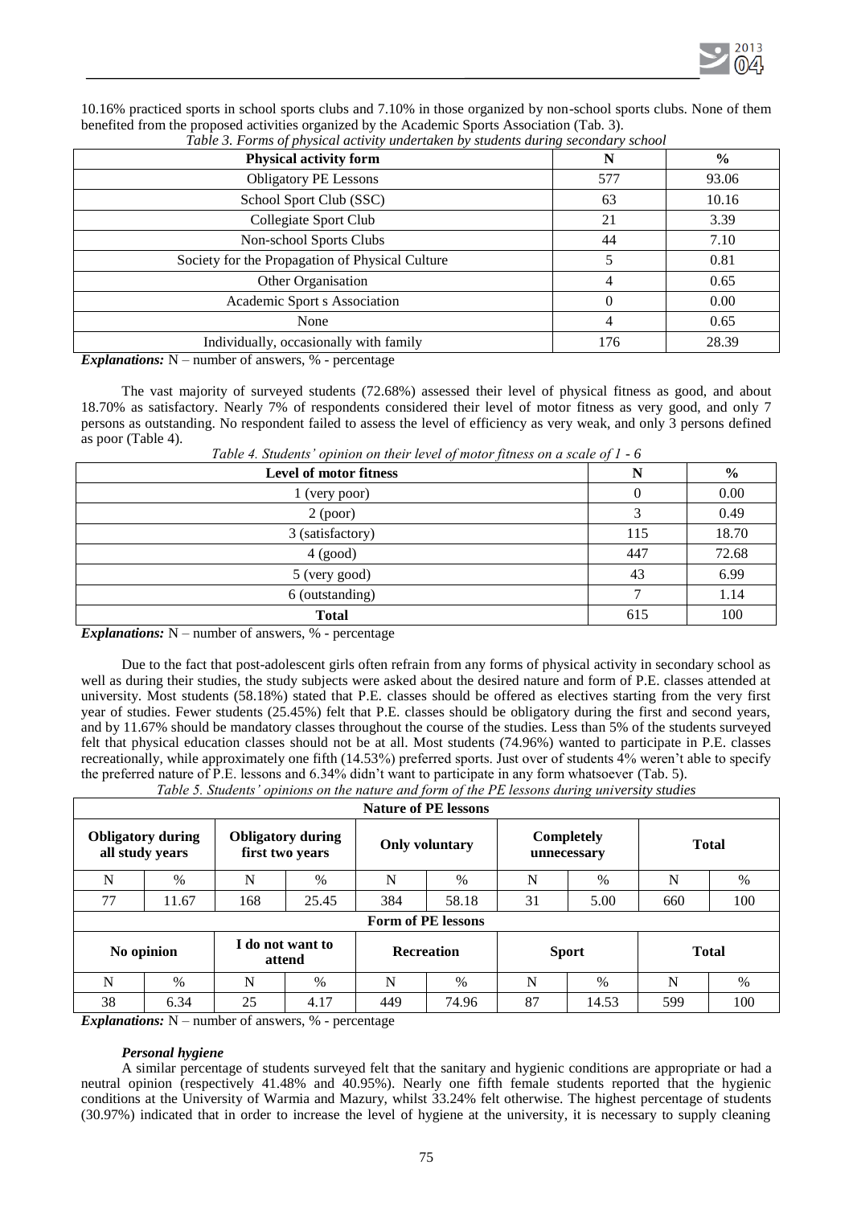10.16% practiced sports in school sports clubs and 7.10% in those organized by non-school sports clubs. None of them benefited from the proposed activities organized by the Academic Sports Association (Tab. 3).

*Table 3. Forms of physical activity undertaken by students during secondary school*

| Physical activity form | N | % |
|---|---|---|
| Obligatory PE Lessons | 577 | 93.06 |
| School Sport Club (SSC) | 63 | 10.16 |
| Collegiate Sport Club | 21 | 3.39 |
| Non-school Sports Clubs | 44 | 7.10 |
| Society for the Propagation of Physical Culture | 5 | 0.81 |
| Other Organisation | 4 | 0.65 |
| Academic Sport s Association | 0 | 0.00 |
| None | 4 | 0.65 |
| Individually, occasionally with family | 176 | 28.39 |

***Explanations:*** N – number of answers, % - percentage

The vast majority of surveyed students (72.68%) assessed their level of physical fitness as good, and about 18.70% as satisfactory. Nearly 7% of respondents considered their level of motor fitness as very good, and only 7 persons as outstanding. No respondent failed to assess the level of efficiency as very weak, and only 3 persons defined as poor (Table 4).

*Table 4. Students' opinion on their level of motor fitness on a scale of 1 - 6*

| Level of motor fitness | N | % |
|---|---|---|
| 1 (very poor) | 0 | 0.00 |
| 2 (poor) | 3 | 0.49 |
| 3 (satisfactory) | 115 | 18.70 |
| 4 (good) | 447 | 72.68 |
| 5 (very good) | 43 | 6.99 |
| 6 (outstanding) | 7 | 1.14 |
| **Total** | 615 | 100 |

***Explanations:*** N – number of answers, % - percentage

Due to the fact that post-adolescent girls often refrain from any forms of physical activity in secondary school as well as during their studies, the study subjects were asked about the desired nature and form of P.E. classes attended at university. Most students (58.18%) stated that P.E. classes should be offered as electives starting from the very first year of studies. Fewer students (25.45%) felt that P.E. classes should be obligatory during the first and second years, and by 11.67% should be mandatory classes throughout the course of the studies. Less than 5% of the students surveyed felt that physical education classes should not be at all. Most students (74.96%) wanted to participate in P.E. classes recreationally, while approximately one fifth (14.53%) preferred sports. Just over of students 4% weren't able to specify the preferred nature of P.E. lessons and 6.34% didn't want to participate in any form whatsoever (Tab. 5).

*Table 5. Students' opinions on the nature and form of the PE lessons during university studies*

| **Nature of PE lessons** | | | | | | | | | |
|---|---|---|---|---|---|---|---|---|---|
| **Obligatory during all study years** | | **Obligatory during first two years** | | **Only voluntary** | | **Completely unnecessary** | | **Total** | |
| N | % | N | % | N | % | N | % | N | % |
| 77 | 11.67 | 168 | 25.45 | 384 | 58.18 | 31 | 5.00 | 660 | 100 |
| **Form of PE lessons** | | | | | | | | | |
| **No opinion** | | **I do not want to attend** | | **Recreation** | | **Sport** | | **Total** | |
| N | % | N | % | N | % | N | % | N | % |
| 38 | 6.34 | 25 | 4.17 | 449 | 74.96 | 87 | 14.53 | 599 | 100 |

***Explanations:*** N – number of answers, % - percentage

### *Personal hygiene*

A similar percentage of students surveyed felt that the sanitary and hygienic conditions are appropriate or had a neutral opinion (respectively 41.48% and 40.95%). Nearly one fifth female students reported that the hygienic conditions at the University of Warmia and Mazury, whilst 33.24% felt otherwise. The highest percentage of students (30.97%) indicated that in order to increase the level of hygiene at the university, it is necessary to supply cleaning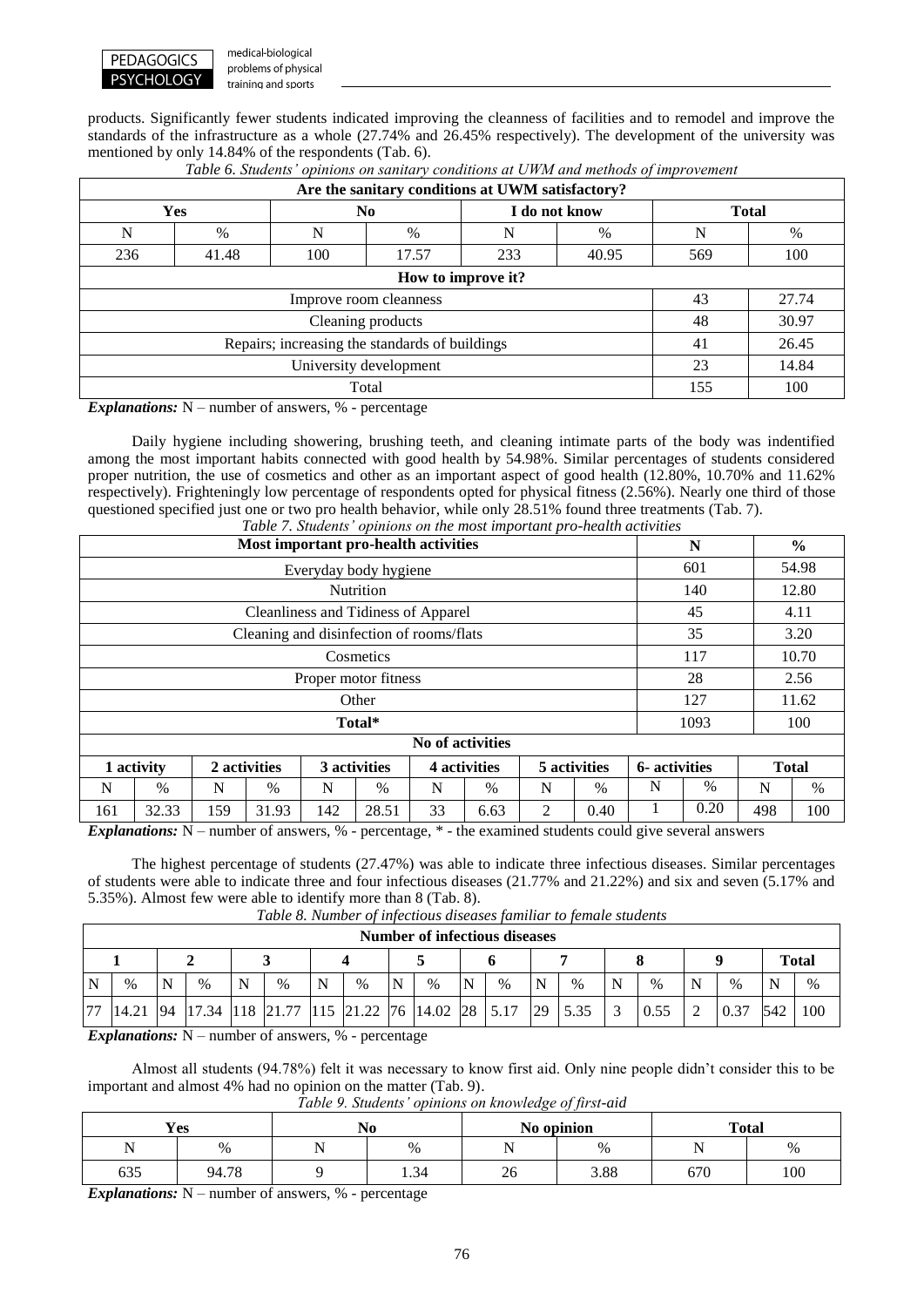products. Significantly fewer students indicated improving the cleanness of facilities and to remodel and improve the standards of the infrastructure as a whole (27.74% and 26.45% respectively). The development of the university was mentioned by only 14.84% of the respondents (Tab. 6).

*Table 6. Students' opinions on sanitary conditions at UWM and methods of improvement*

| **Are the sanitary conditions at UWM satisfactory?** | | | | | | | |
|---|---|---|---|---|---|---|---|
| **Yes** | | **No** | | **I do not know** | | **Total** | |
| N | % | N | % | N | % | N | % |
| 236 | 41.48 | 100 | 17.57 | 233 | 40.95 | 569 | 100 |
| **How to improve it?** | | | | | | | |
| Improve room cleanness | | | | | | 43 | 27.74 |
| Cleaning products | | | | | | 48 | 30.97 |
| Repairs; increasing the standards of buildings | | | | | | 41 | 26.45 |
| University development | | | | | | 23 | 14.84 |
| Total | | | | | | 155 | 100 |

***Explanations:*** N – number of answers, % - percentage

Daily hygiene including showering, brushing teeth, and cleaning intimate parts of the body was indentified among the most important habits connected with good health by 54.98%. Similar percentages of students considered proper nutrition, the use of cosmetics and other as an important aspect of good health (12.80%, 10.70% and 11.62% respectively). Frighteningly low percentage of respondents opted for physical fitness (2.56%). Nearly one third of those questioned specified just one or two pro health behavior, while only 28.51% found three treatments (Tab. 7).

*Table 7. Students' opinions on the most important pro-health activities*

| **Most important pro-health activities** | | | | | | | | | | | | **N** | **%** |
|---|---|---|---|---|---|---|---|---|---|---|---|---|---|
| Everyday body hygiene | | | | | | | | | | | | 601 | 54.98 |
| Nutrition | | | | | | | | | | | | 140 | 12.80 |
| Cleanliness and Tidiness of Apparel | | | | | | | | | | | | 45 | 4.11 |
| Cleaning and disinfection of rooms/flats | | | | | | | | | | | | 35 | 3.20 |
| Cosmetics | | | | | | | | | | | | 117 | 10.70 |
| Proper motor fitness | | | | | | | | | | | | 28 | 2.56 |
| Other | | | | | | | | | | | | 127 | 11.62 |
| **Total*** | | | | | | | | | | | | 1093 | 100 |
| **No of activities** | | | | | | | | | | | | | |
| **1 activity** | | **2 activities** | | **3 activities** | | **4 activities** | | **5 activities** | | **6- activities** | | **Total** | |
| N | % | N | % | N | % | N | % | N | % | N | % | N | % |
| 161 | 32.33 | 159 | 31.93 | 142 | 28.51 | 33 | 6.63 | 2 | 0.40 | 1 | 0.20 | 498 | 100 |

***Explanations:*** N – number of answers, % - percentage, * - the examined students could give several answers

The highest percentage of students (27.47%) was able to indicate three infectious diseases. Similar percentages of students were able to indicate three and four infectious diseases (21.77% and 21.22%) and six and seven (5.17% and 5.35%). Almost few were able to identify more than 8 (Tab. 8).

*Table 8. Number of infectious diseases familiar to female students*

| **Number of infectious diseases** | | | | | | | | | | | | | | | | | | | |
|---|---|---|---|---|---|---|---|---|---|---|---|---|---|---|---|---|---|---|---|
| **1** | | **2** | | **3** | | **4** | | **5** | | **6** | | **7** | | **8** | | **9** | | **Total** | |
| N | % | N | % | N | % | N | % | N | % | N | % | N | % | N | % | N | % | N | % |
| 77 | 14.21 | 94 | 17.34 | 118 | 21.77 | 115 | 21.22 | 76 | 14.02 | 28 | 5.17 | 29 | 5.35 | 3 | 0.55 | 2 | 0.37 | 542 | 100 |

***Explanations:*** N – number of answers, % - percentage

Almost all students (94.78%) felt it was necessary to know first aid. Only nine people didn't consider this to be important and almost 4% had no opinion on the matter (Tab. 9).

*Table 9. Students' opinions on knowledge of first-aid*

| **Yes** | | **No** | | **No opinion** | | **Total** | |
|---|---|---|---|---|---|---|---|
| N | % | N | % | N | % | N | % |
| 635 | 94.78 | 9 | 1.34 | 26 | 3.88 | 670 | 100 |

***Explanations:*** N – number of answers, % - percentage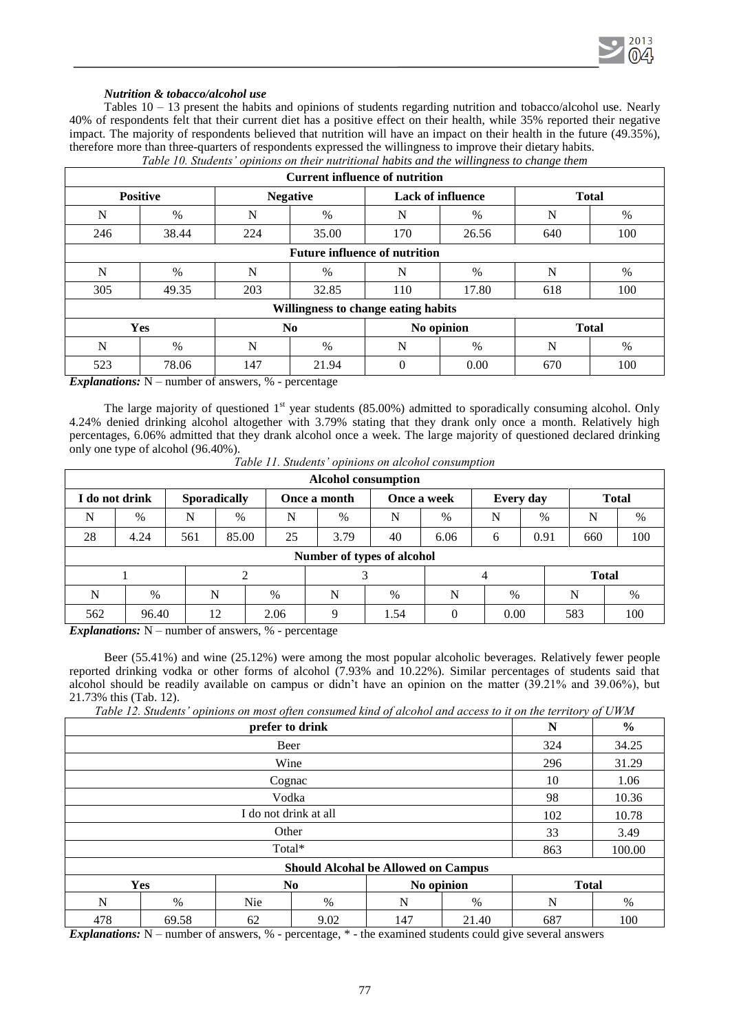### *Nutrition & tobacco/alcohol use*

Tables 10 – 13 present the habits and opinions of students regarding nutrition and tobacco/alcohol use. Nearly 40% of respondents felt that their current diet has a positive effect on their health, while 35% reported their negative impact. The majority of respondents believed that nutrition will have an impact on their health in the future (49.35%), therefore more than three-quarters of respondents expressed the willingness to improve their dietary habits.

*Table 10. Students' opinions on their nutritional habits and the willingness to change them*

| **Current influence of nutrition** | | | | | | | |
|---|---|---|---|---|---|---|---|
| **Positive** | | **Negative** | | **Lack of influence** | | **Total** | |
| N | % | N | % | N | % | N | % |
| 246 | 38.44 | 224 | 35.00 | 170 | 26.56 | 640 | 100 |
| **Future influence of nutrition** | | | | | | | |
| N | % | N | % | N | % | N | % |
| 305 | 49.35 | 203 | 32.85 | 110 | 17.80 | 618 | 100 |
| **Willingness to change eating habits** | | | | | | | |
| **Yes** | | **No** | | **No opinion** | | **Total** | |
| N | % | N | % | N | % | N | % |
| 523 | 78.06 | 147 | 21.94 | 0 | 0.00 | 670 | 100 |

***Explanations:*** N – number of answers, % - percentage

The large majority of questioned 1st year students (85.00%) admitted to sporadically consuming alcohol. Only 4.24% denied drinking alcohol altogether with 3.79% stating that they drank only once a month. Relatively high percentages, 6.06% admitted that they drank alcohol once a week. The large majority of questioned declared drinking only one type of alcohol (96.40%).

*Table 11. Students' opinions on alcohol consumption*

| **Alcohol consumption** | | | | | | | | | | | |
|---|---|---|---|---|---|---|---|---|---|---|---|
| **I do not drink** | | **Sporadically** | | **Once a month** | | **Once a week** | | **Every day** | | **Total** | |
| N | % | N | % | N | % | N | % | N | % | N | % |
| 28 | 4.24 | 561 | 85.00 | 25 | 3.79 | 40 | 6.06 | 6 | 0.91 | 660 | 100 |

| **Number of types of alcohol** | | | | | | | | | |
|---|---|---|---|---|---|---|---|---|---|
| 1 | | 2 | | 3 | | 4 | | **Total** | |
| N | % | N | % | N | % | N | % | N | % |
| 562 | 96.40 | 12 | 2.06 | 9 | 1.54 | 0 | 0.00 | 583 | 100 |

***Explanations:*** N – number of answers, % - percentage

Beer (55.41%) and wine (25.12%) were among the most popular alcoholic beverages. Relatively fewer people reported drinking vodka or other forms of alcohol (7.93% and 10.22%). Similar percentages of students said that alcohol should be readily available on campus or didn't have an opinion on the matter (39.21% and 39.06%), but 21.73% this (Tab. 12).

*Table 12. Students' opinions on most often consumed kind of alcohol and access to it on the territory of UWM*

| **prefer to drink** | | | | | | **N** | **%** |
|---|---|---|---|---|---|---|---|
| Beer | | | | | | 324 | 34.25 |
| Wine | | | | | | 296 | 31.29 |
| Cognac | | | | | | 10 | 1.06 |
| Vodka | | | | | | 98 | 10.36 |
| I do not drink at all | | | | | | 102 | 10.78 |
| Other | | | | | | 33 | 3.49 |
| Total* | | | | | | 863 | 100.00 |
| **Should Alcohal be Allowed on Campus** | | | | | | | |
| **Yes** | | **No** | | **No opinion** | | **Total** | |
| N | % | Nie | % | N | % | N | % |
| 478 | 69.58 | 62 | 9.02 | 147 | 21.40 | 687 | 100 |

***Explanations:*** N – number of answers, % - percentage, * - the examined students could give several answers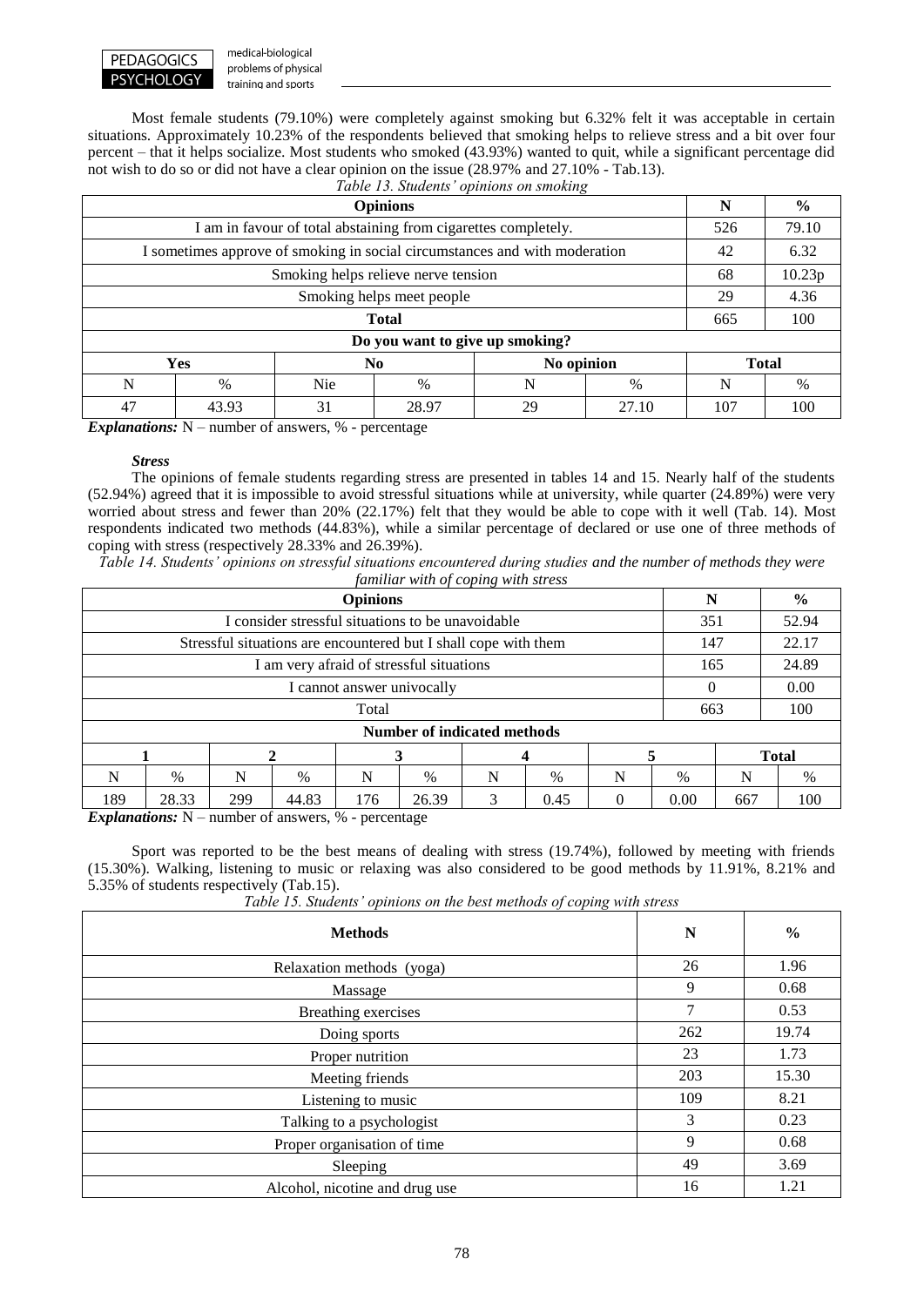Most female students (79.10%) were completely against smoking but 6.32% felt it was acceptable in certain situations. Approximately 10.23% of the respondents believed that smoking helps to relieve stress and a bit over four percent – that it helps socialize. Most students who smoked (43.93%) wanted to quit, while a significant percentage did not wish to do so or did not have a clear opinion on the issue (28.97% and 27.10% - Tab.13).

*Table 13. Students' opinions on smoking*

| Opinions | | | | | | N | % |
|---|---|---|---|---|---|---|---|
| I am in favour of total abstaining from cigarettes completely. | | | | | | 526 | 79.10 |
| I sometimes approve of smoking in social circumstances and with moderation | | | | | | 42 | 6.32 |
| Smoking helps relieve nerve tension | | | | | | 68 | 10.23p |
| Smoking helps meet people | | | | | | 29 | 4.36 |
| **Total** | | | | | | 665 | 100 |
| **Do you want to give up smoking?** | | | | | | | |
| **Yes** | | **No** | | **No opinion** | | **Total** | |
| N | % | Nie | % | N | % | N | % |
| 47 | 43.93 | 31 | 28.97 | 29 | 27.10 | 107 | 100 |

***Explanations:*** N – number of answers, % - percentage

***Stress***

The opinions of female students regarding stress are presented in tables 14 and 15. Nearly half of the students (52.94%) agreed that it is impossible to avoid stressful situations while at university, while quarter (24.89%) were very worried about stress and fewer than 20% (22.17%) felt that they would be able to cope with it well (Tab. 14). Most respondents indicated two methods (44.83%), while a similar percentage of declared or use one of three methods of coping with stress (respectively 28.33% and 26.39%).

*Table 14. Students' opinions on stressful situations encountered during studies and the number of methods they were familiar with of coping with stress*

| Opinions | | | | | | | | | | N | % |
|---|---|---|---|---|---|---|---|---|---|---|---|
| I consider stressful situations to be unavoidable | | | | | | | | | | 351 | 52.94 |
| Stressful situations are encountered but I shall cope with them | | | | | | | | | | 147 | 22.17 |
| I am very afraid of stressful situations | | | | | | | | | | 165 | 24.89 |
| I cannot answer univocally | | | | | | | | | | 0 | 0.00 |
| Total | | | | | | | | | | 663 | 100 |
| **Number of indicated methods** | | | | | | | | | | | |
| **1** | | **2** | | **3** | | **4** | | **5** | | **Total** | |
| N | % | N | % | N | % | N | % | N | % | N | % |
| 189 | 28.33 | 299 | 44.83 | 176 | 26.39 | 3 | 0.45 | 0 | 0.00 | 667 | 100 |

***Explanations:*** N – number of answers, % - percentage

Sport was reported to be the best means of dealing with stress (19.74%), followed by meeting with friends (15.30%). Walking, listening to music or relaxing was also considered to be good methods by 11.91%, 8.21% and 5.35% of students respectively (Tab.15).

*Table 15. Students' opinions on the best methods of coping with stress*

| **Methods** | **N** | **%** |
|---|---|---|
| Relaxation methods (yoga) | 26 | 1.96 |
| Massage | 9 | 0.68 |
| Breathing exercises | 7 | 0.53 |
| Doing sports | 262 | 19.74 |
| Proper nutrition | 23 | 1.73 |
| Meeting friends | 203 | 15.30 |
| Listening to music | 109 | 8.21 |
| Talking to a psychologist | 3 | 0.23 |
| Proper organisation of time | 9 | 0.68 |
| Sleeping | 49 | 3.69 |
| Alcohol, nicotine and drug use | 16 | 1.21 |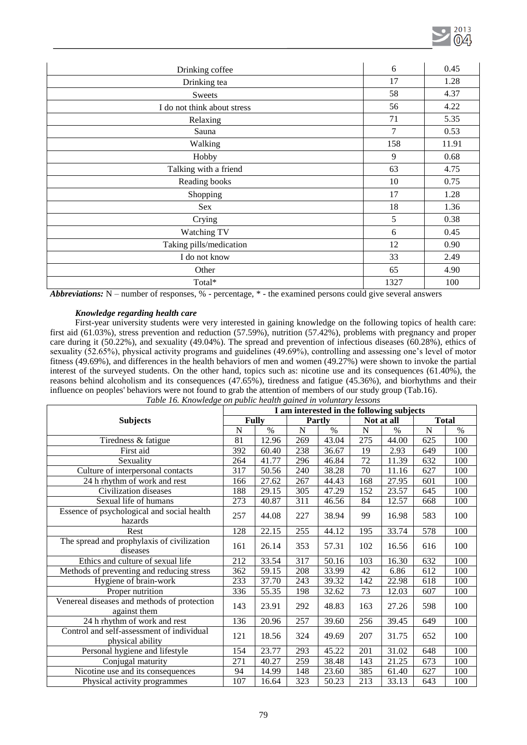| Drinking coffee | 6 | 0.45 |
|---|---|---|
| Drinking tea | 17 | 1.28 |
| Sweets | 58 | 4.37 |
| I do not think about stress | 56 | 4.22 |
| Relaxing | 71 | 5.35 |
| Sauna | 7 | 0.53 |
| Walking | 158 | 11.91 |
| Hobby | 9 | 0.68 |
| Talking with a friend | 63 | 4.75 |
| Reading books | 10 | 0.75 |
| Shopping | 17 | 1.28 |
| Sex | 18 | 1.36 |
| Crying | 5 | 0.38 |
| Watching TV | 6 | 0.45 |
| Taking pills/medication | 12 | 0.90 |
| I do not know | 33 | 2.49 |
| Other | 65 | 4.90 |
| Total* | 1327 | 100 |

***Abbreviations:*** N – number of responses, % - percentage, * - the examined persons could give several answers

### *Knowledge regarding health care*

First-year university students were very interested in gaining knowledge on the following topics of health care: first aid (61.03%), stress prevention and reduction (57.59%), nutrition (57.42%), problems with pregnancy and proper care during it (50.22%), and sexuality (49.04%). The spread and prevention of infectious diseases (60.28%), ethics of sexuality (52.65%), physical activity programs and guidelines (49.69%), controlling and assessing one's level of motor fitness (49.69%), and differences in the health behaviors of men and women (49.27%) were shown to invoke the partial interest of the surveyed students. On the other hand, topics such as: nicotine use and its consequences (61.40%), the reasons behind alcoholism and its consequences (47.65%), tiredness and fatigue (45.36%), and biorhythms and their influence on peoples' behaviors were not found to grab the attention of members of our study group (Tab.16).

*Table 16. Knowledge on public health gained in voluntary lessons*

| Subjects | I am interested in the following subjects | | | | | | | |
|---|---|---|---|---|---|---|---|---|
| | Fully | | Partly | | Not at all | | Total | |
| | N | % | N | % | N | % | N | % |
| Tiredness & fatigue | 81 | 12.96 | 269 | 43.04 | 275 | 44.00 | 625 | 100 |
| First aid | 392 | 60.40 | 238 | 36.67 | 19 | 2.93 | 649 | 100 |
| Sexuality | 264 | 41.77 | 296 | 46.84 | 72 | 11.39 | 632 | 100 |
| Culture of interpersonal contacts | 317 | 50.56 | 240 | 38.28 | 70 | 11.16 | 627 | 100 |
| 24 h rhythm of work and rest | 166 | 27.62 | 267 | 44.43 | 168 | 27.95 | 601 | 100 |
| Civilization diseases | 188 | 29.15 | 305 | 47.29 | 152 | 23.57 | 645 | 100 |
| Sexual life of humans | 273 | 40.87 | 311 | 46.56 | 84 | 12.57 | 668 | 100 |
| Essence of psychological and social health hazards | 257 | 44.08 | 227 | 38.94 | 99 | 16.98 | 583 | 100 |
| Rest | 128 | 22.15 | 255 | 44.12 | 195 | 33.74 | 578 | 100 |
| The spread and prophylaxis of civilization diseases | 161 | 26.14 | 353 | 57.31 | 102 | 16.56 | 616 | 100 |
| Ethics and culture of sexual life | 212 | 33.54 | 317 | 50.16 | 103 | 16.30 | 632 | 100 |
| Methods of preventing and reducing stress | 362 | 59.15 | 208 | 33.99 | 42 | 6.86 | 612 | 100 |
| Hygiene of brain-work | 233 | 37.70 | 243 | 39.32 | 142 | 22.98 | 618 | 100 |
| Proper nutrition | 336 | 55.35 | 198 | 32.62 | 73 | 12.03 | 607 | 100 |
| Venereal diseases and methods of protection against them | 143 | 23.91 | 292 | 48.83 | 163 | 27.26 | 598 | 100 |
| 24 h rhythm of work and rest | 136 | 20.96 | 257 | 39.60 | 256 | 39.45 | 649 | 100 |
| Control and self-assessment of individual physical ability | 121 | 18.56 | 324 | 49.69 | 207 | 31.75 | 652 | 100 |
| Personal hygiene and lifestyle | 154 | 23.77 | 293 | 45.22 | 201 | 31.02 | 648 | 100 |
| Conjugal maturity | 271 | 40.27 | 259 | 38.48 | 143 | 21.25 | 673 | 100 |
| Nicotine use and its consequences | 94 | 14.99 | 148 | 23.60 | 385 | 61.40 | 627 | 100 |
| Physical activity programmes | 107 | 16.64 | 323 | 50.23 | 213 | 33.13 | 643 | 100 |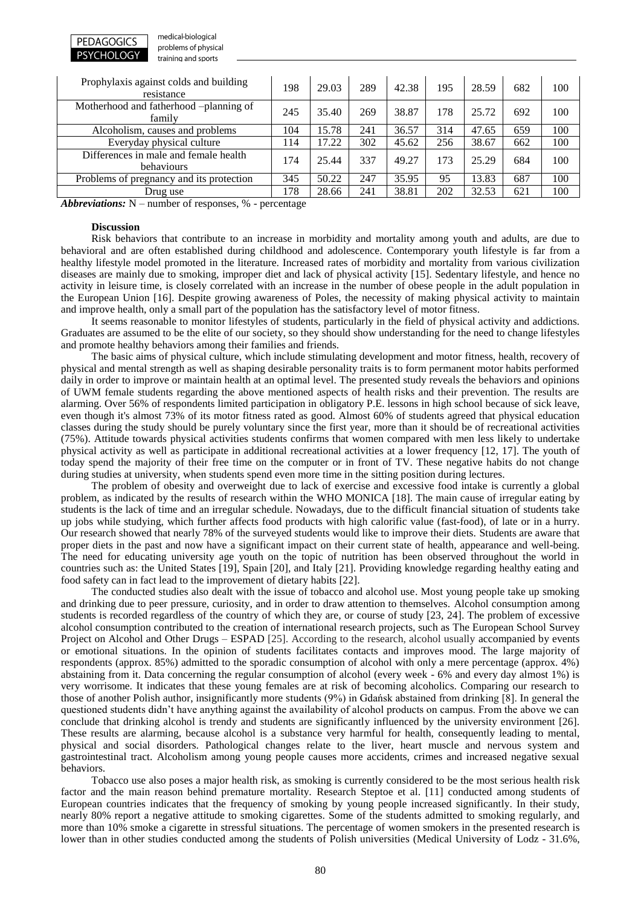| Prophylaxis against colds and building resistance | 198 | 29.03 | 289 | 42.38 | 195 | 28.59 | 682 | 100 |
|---|---|---|---|---|---|---|---|---|
| Motherhood and fatherhood –planning of family | 245 | 35.40 | 269 | 38.87 | 178 | 25.72 | 692 | 100 |
| Alcoholism, causes and problems | 104 | 15.78 | 241 | 36.57 | 314 | 47.65 | 659 | 100 |
| Everyday physical culture | 114 | 17.22 | 302 | 45.62 | 256 | 38.67 | 662 | 100 |
| Differences in male and female health behaviours | 174 | 25.44 | 337 | 49.27 | 173 | 25.29 | 684 | 100 |
| Problems of pregnancy and its protection | 345 | 50.22 | 247 | 35.95 | 95 | 13.83 | 687 | 100 |
| Drug use | 178 | 28.66 | 241 | 38.81 | 202 | 32.53 | 621 | 100 |

***Abbreviations:*** N – number of responses, % - percentage

**Discussion**

Risk behaviors that contribute to an increase in morbidity and mortality among youth and adults, are due to behavioral and are often established during childhood and adolescence. Contemporary youth lifestyle is far from a healthy lifestyle model promoted in the literature. Increased rates of morbidity and mortality from various civilization diseases are mainly due to smoking, improper diet and lack of physical activity [15]. Sedentary lifestyle, and hence no activity in leisure time, is closely correlated with an increase in the number of obese people in the adult population in the European Union [16]. Despite growing awareness of Poles, the necessity of making physical activity to maintain and improve health, only a small part of the population has the satisfactory level of motor fitness.

It seems reasonable to monitor lifestyles of students, particularly in the field of physical activity and addictions. Graduates are assumed to be the elite of our society, so they should show understanding for the need to change lifestyles and promote healthy behaviors among their families and friends.

The basic aims of physical culture, which include stimulating development and motor fitness, health, recovery of physical and mental strength as well as shaping desirable personality traits is to form permanent motor habits performed daily in order to improve or maintain health at an optimal level. The presented study reveals the behaviors and opinions of UWM female students regarding the above mentioned aspects of health risks and their prevention. The results are alarming. Over 56% of respondents limited participation in obligatory P.E. lessons in high school because of sick leave, even though it's almost 73% of its motor fitness rated as good. Almost 60% of students agreed that physical education classes during the study should be purely voluntary since the first year, more than it should be of recreational activities (75%). Attitude towards physical activities students confirms that women compared with men less likely to undertake physical activity as well as participate in additional recreational activities at a lower frequency [12, 17]. The youth of today spend the majority of their free time on the computer or in front of TV. These negative habits do not change during studies at university, when students spend even more time in the sitting position during lectures.

The problem of obesity and overweight due to lack of exercise and excessive food intake is currently a global problem, as indicated by the results of research within the WHO MONICA [18]. The main cause of irregular eating by students is the lack of time and an irregular schedule. Nowadays, due to the difficult financial situation of students take up jobs while studying, which further affects food products with high calorific value (fast-food), of late or in a hurry. Our research showed that nearly 78% of the surveyed students would like to improve their diets. Students are aware that proper diets in the past and now have a significant impact on their current state of health, appearance and well-being. The need for educating university age youth on the topic of nutrition has been observed throughout the world in countries such as: the United States [19], Spain [20], and Italy [21]. Providing knowledge regarding healthy eating and food safety can in fact lead to the improvement of dietary habits [22].

The conducted studies also dealt with the issue of tobacco and alcohol use. Most young people take up smoking and drinking due to peer pressure, curiosity, and in order to draw attention to themselves. Alcohol consumption among students is recorded regardless of the country of which they are, or course of study [23, 24]. The problem of excessive alcohol consumption contributed to the creation of international research projects, such as The European School Survey Project on Alcohol and Other Drugs – ESPAD [25]. According to the research, alcohol usually accompanied by events or emotional situations. In the opinion of students facilitates contacts and improves mood. The large majority of respondents (approx. 85%) admitted to the sporadic consumption of alcohol with only a mere percentage (approx. 4%) abstaining from it. Data concerning the regular consumption of alcohol (every week - 6% and every day almost 1%) is very worrisome. It indicates that these young females are at risk of becoming alcoholics. Comparing our research to those of another Polish author, insignificantly more students (9%) in Gdańsk abstained from drinking [8]. In general the questioned students didn't have anything against the availability of alcohol products on campus. From the above we can conclude that drinking alcohol is trendy and students are significantly influenced by the university environment [26]. These results are alarming, because alcohol is a substance very harmful for health, consequently leading to mental, physical and social disorders. Pathological changes relate to the liver, heart muscle and nervous system and gastrointestinal tract. Alcoholism among young people causes more accidents, crimes and increased negative sexual behaviors.

Tobacco use also poses a major health risk, as smoking is currently considered to be the most serious health risk factor and the main reason behind premature mortality. Research Steptoe et al. [11] conducted among students of European countries indicates that the frequency of smoking by young people increased significantly. In their study, nearly 80% report a negative attitude to smoking cigarettes. Some of the students admitted to smoking regularly, and more than 10% smoke a cigarette in stressful situations. The percentage of women smokers in the presented research is lower than in other studies conducted among the students of Polish universities (Medical University of Lodz - 31.6%,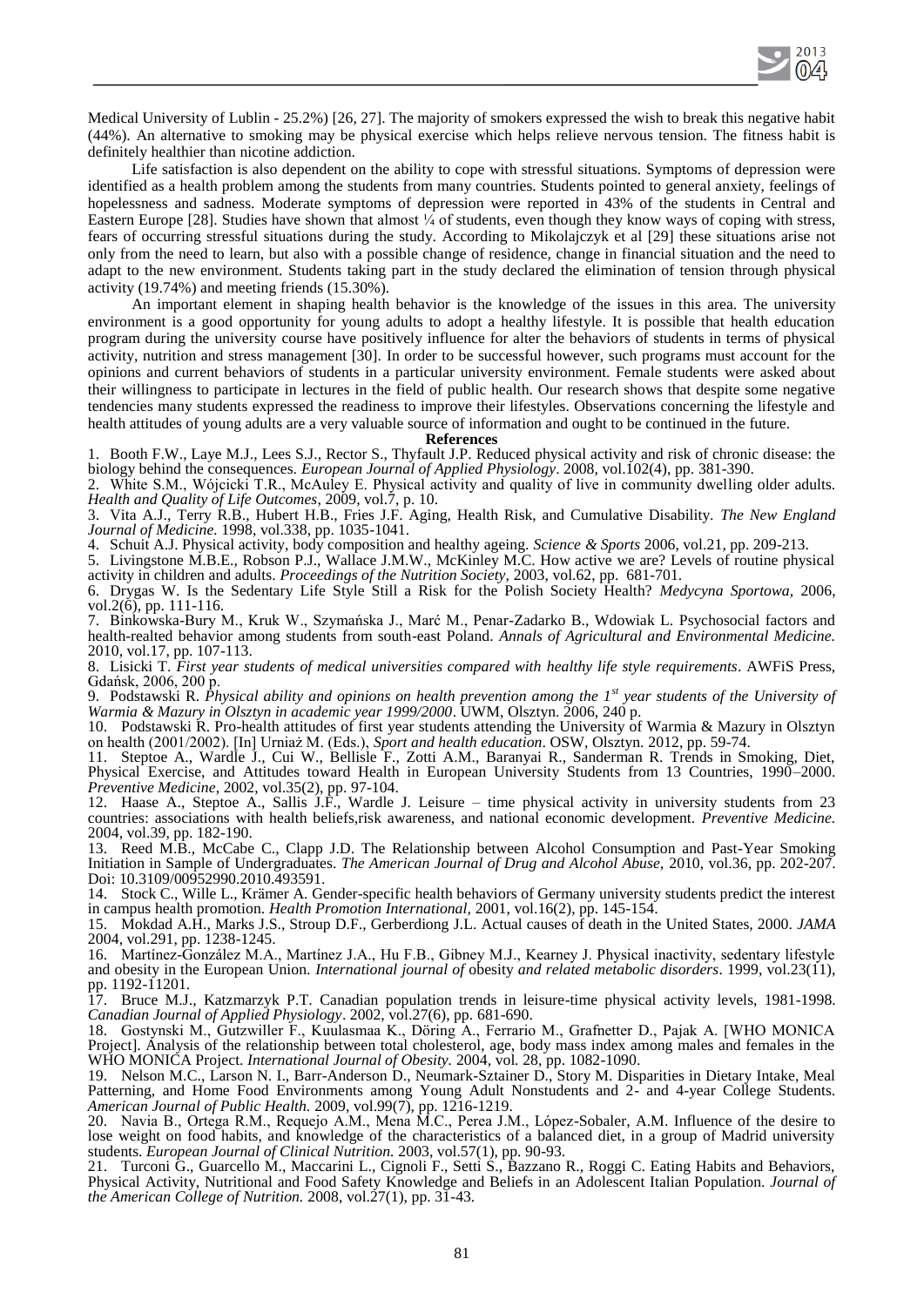Medical University of Lublin - 25.2%) [26, 27]. The majority of smokers expressed the wish to break this negative habit (44%). An alternative to smoking may be physical exercise which helps relieve nervous tension. The fitness habit is definitely healthier than nicotine addiction.

Life satisfaction is also dependent on the ability to cope with stressful situations. Symptoms of depression were identified as a health problem among the students from many countries. Students pointed to general anxiety, feelings of hopelessness and sadness. Moderate symptoms of depression were reported in 43% of the students in Central and Eastern Europe [28]. Studies have shown that almost ¼ of students, even though they know ways of coping with stress, fears of occurring stressful situations during the study. According to Mikolajczyk et al [29] these situations arise not only from the need to learn, but also with a possible change of residence, change in financial situation and the need to adapt to the new environment. Students taking part in the study declared the elimination of tension through physical activity (19.74%) and meeting friends (15.30%).

An important element in shaping health behavior is the knowledge of the issues in this area. The university environment is a good opportunity for young adults to adopt a healthy lifestyle. It is possible that health education program during the university course have positively influence for alter the behaviors of students in terms of physical activity, nutrition and stress management [30]. In order to be successful however, such programs must account for the opinions and current behaviors of students in a particular university environment. Female students were asked about their willingness to participate in lectures in the field of public health. Our research shows that despite some negative tendencies many students expressed the readiness to improve their lifestyles. Observations concerning the lifestyle and health attitudes of young adults are a very valuable source of information and ought to be continued in the future.

**References**

1. Booth F.W., Laye M.J., Lees S.J., Rector S., Thyfault J.P. Reduced physical activity and risk of chronic disease: the biology behind the consequences. *European Journal of Applied Physiology*. 2008, vol.102(4), pp. 381-390.
2. White S.M., Wójcicki T.R., McAuley E. Physical activity and quality of live in community dwelling older adults. *Health and Quality of Life Outcomes*, 2009, vol.7, p. 10.
3. Vita A.J., Terry R.B., Hubert H.B., Fries J.F. Aging, Health Risk, and Cumulative Disability. *The New England Journal of Medicine.* 1998, vol.338, pp. 1035-1041.
4. Schuit A.J. Physical activity, body composition and healthy ageing. *Science & Sports* 2006, vol.21, pp. 209-213.
5. Livingstone M.B.E., Robson P.J., Wallace J.M.W., McKinley M.C. How active we are? Levels of routine physical activity in children and adults. *Proceedings of the Nutrition Society,* 2003, vol.62, pp. 681-701.
6. Drygas W. Is the Sedentary Life Style Still a Risk for the Polish Society Health? *Medycyna Sportowa,* 2006, vol.2(6), pp. 111-116.
7. Binkowska-Bury M., Kruk W., Szymańska J., Marć M., Penar-Zadarko B., Wdowiak L. Psychosocial factors and health-realted behavior among students from south-east Poland. *Annals of Agricultural and Environmental Medicine.* 2010, vol.17, pp. 107-113.
8. Lisicki T. *First year students of medical universities compared with healthy life style requirements*. AWFiS Press, Gdańsk, 2006, 200 p.
9. Podstawski R. *Physical ability and opinions on health prevention among the 1st year students of the University of Warmia & Mazury in Olsztyn in academic year 1999/2000*. UWM, Olsztyn. 2006, 240 p.
10. Podstawski R. Pro-health attitudes of first year students attending the University of Warmia & Mazury in Olsztyn on health (2001/2002). [In] Urniaż M. (Eds.), *Sport and health education*. OSW, Olsztyn. 2012, pp. 59-74.
11. Steptoe A., Wardle J., Cui W., Bellisle F., Zotti A.M., Baranyai R., Sanderman R. Trends in Smoking, Diet, Physical Exercise, and Attitudes toward Health in European University Students from 13 Countries, 1990–2000. *Preventive Medicine*, 2002, vol.35(2), pp. 97-104.
12. Haase A., Steptoe A., Sallis J.F., Wardle J. Leisure – time physical activity in university students from 23 countries: associations with health beliefs,risk awareness, and national economic development. *Preventive Medicine.* 2004, vol.39, pp. 182-190.
13. Reed M.B., McCabe C., Clapp J.D. The Relationship between Alcohol Consumption and Past-Year Smoking Initiation in Sample of Undergraduates. *The American Journal of Drug and Alcohol Abuse,* 2010, vol.36, pp. 202-207. Doi: 10.3109/00952990.2010.493591.
14. Stock C., Wille L., Krämer A. Gender-specific health behaviors of Germany university students predict the interest in campus health promotion. *Health Promotion International,* 2001, vol.16(2), pp. 145-154.
15. Mokdad A.H., Marks J.S., Stroup D.F., Gerberdiong J.L. Actual causes of death in the United States, 2000. *JAMA* 2004, vol.291, pp. 1238-1245.
16. Martínez-González M.A., Martínez J.A., Hu F.B., Gibney M.J., Kearney J. Physical inactivity, sedentary lifestyle and obesity in the European Union. *International journal of* obesity *and related metabolic disorders*. 1999, vol.23(11), pp. 1192-11201.
17. Bruce M.J., Katzmarzyk P.T. Canadian population trends in leisure-time physical activity levels, 1981-1998. *Canadian Journal of Applied Physiology*. 2002, vol.27(6), pp. 681-690.
18. Gostynski M., Gutzwiller F., Kuulasmaa K., Döring A., Ferrario M., Grafnetter D., Pajak A. [WHO MONICA Project]. Analysis of the relationship between total cholesterol, age, body mass index among males and females in the WHO MONICA Project. *International Journal of Obesity.* 2004, vol. 28, pp. 1082-1090.
19. Nelson M.C., Larson N. I., Barr-Anderson D., Neumark-Sztainer D., Story M. Disparities in Dietary Intake, Meal Patterning, and Home Food Environments among Young Adult Nonstudents and 2- and 4-year College Students. *American Journal of Public Health.* 2009, vol.99(7), pp. 1216-1219.
20. Navia B., Ortega R.M., Requejo A.M., Mena M.C., Perea J.M., López-Sobaler, A.M. Influence of the desire to lose weight on food habits, and knowledge of the characteristics of a balanced diet, in a group of Madrid university students. *European Journal of Clinical Nutrition.* 2003, vol.57(1), pp. 90-93.
21. Turconi G., Guarcello M., Maccarini L., Cignoli F., Setti S., Bazzano R., Roggi C. Eating Habits and Behaviors, Physical Activity, Nutritional and Food Safety Knowledge and Beliefs in an Adolescent Italian Population. *Journal of the American College of Nutrition.* 2008, vol.27(1), pp. 31-43.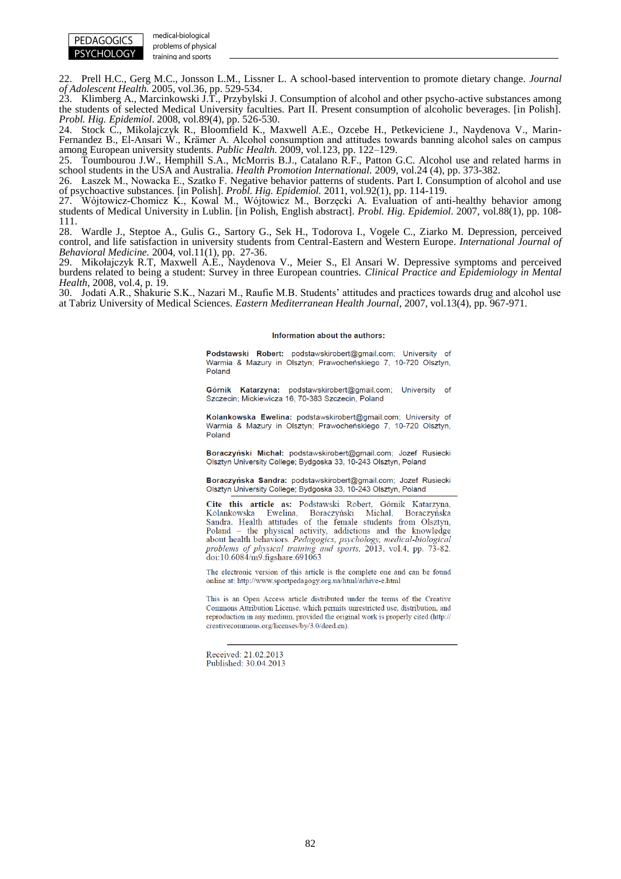22. Prell H.C., Gerg M.C., Jonsson L.M., Lissner L. A school-based intervention to promote dietary change. *Journal of Adolescent Health.* 2005, vol.36, pp. 529-534.
23. Klimberg A., Marcinkowski J.T., Przybylski J. Consumption of alcohol and other psycho-active substances among the students of selected Medical University faculties. Part II. Present consumption of alcoholic beverages. [in Polish]. *Probl. Hig. Epidemiol*. 2008, vol.89(4), pp. 526-530.
24. Stock C., Mikolajczyk R., Bloomfield K., Maxwell A.E., Ozcebe H., Petkeviciene J., Naydenova V., Marin-Fernandez B., El-Ansari W., Krämer A. Alcohol consumption and attitudes towards banning alcohol sales on campus among European university students. *Public Health.* 2009, vol.123, pp. 122–129.
25. Toumbourou J.W., Hemphill S.A., McMorris B.J., Catalano R.F., Patton G.C. Alcohol use and related harms in school students in the USA and Australia. *Health Promotion International.* 2009, vol.24 (4), pp. 373-382.
26. Łaszek M., Nowacka E., Szatko F. Negative behavior patterns of students. Part I. Consumption of alcohol and use of psychoactive substances. [in Polish]. *Probl. Hig. Epidemiol.* 2011, vol.92(1), pp. 114-119.
27. Wójtowicz-Chomicz K., Kowal M., Wójtowicz M., Borzęcki A. Evaluation of anti-healthy behavior among students of Medical University in Lublin. [in Polish, English abstract]. *Probl. Hig. Epidemiol*. 2007, vol.88(1), pp. 108-111.
28. Wardle J., Steptoe A., Gulis G., Sartory G., Sek H., Todorova I., Vogele C., Ziarko M. Depression, perceived control, and life satisfaction in university students from Central-Eastern and Western Europe. *International Journal of Behavioral Medicine.* 2004, vol.11(1), pp. 27-36.
29. Mikołajczyk R.T, Maxwell A.E., Naydenova V., Meier S., El Ansari W. Depressive symptoms and perceived burdens related to being a student: Survey in three European countries. *Clinical Practice and Epidemiology in Mental Health,* 2008, vol.4, p. 19.
30. Jodati A.R., Shakurie S.K., Nazari M., Raufie M.B. Students' attitudes and practices towards drug and alcohol use at Tabriz University of Medical Sciences. *Eastern Mediterranean Health Journal*, 2007, vol.13(4), pp. 967-971.

**Information about the authors:**

**Podstawski Robert:** podstawskirobert@gmail.com; University of Warmia & Mazury in Olsztyn; Prawocheńskiego 7, 10-720 Olsztyn, Poland

**Górnik Katarzyna:** podstawskirobert@gmail.com; University of Szczecin; Mickiewicza 16, 70-383 Szczecin, Poland

**Kolankowska Ewelina:** podstawskirobert@gmail.com; University of Warmia & Mazury in Olsztyn; Prawocheńskiego 7, 10-720 Olsztyn, Poland

**Boraczyński Michał:** podstawskirobert@gmail.com; Jozef Rusiecki Olsztyn University College; Bydgoska 33, 10-243 Olsztyn, Poland

**Boraczyńska Sandra:** podstawskirobert@gmail.com; Jozef Rusiecki Olsztyn University College; Bydgoska 33, 10-243 Olsztyn, Poland

**Cite this article as:** Podstawski Robert, Górnik Katarzyna, Kolankowska Ewelina, Boraczyński Michał, Boraczyńska Sandra. Health attitudes of the female students from Olsztyn, Poland – the physical activity, addictions and the knowledge about health behaviors. *Pedagogics, psychology, medical-biological problems of physical training and sports,* 2013, vol.4, pp. 73-82. doi:10.6084/m9.figshare.691063

The electronic version of this article is the complete one and can be found online at: http://www.sportpedagogy.org.ua/html/arhive-e.html

This is an Open Access article distributed under the terms of the Creative Commons Attribution License, which permits unrestricted use, distribution, and reproduction in any medium, provided the original work is properly cited (http://creativecommons.org/licenses/by/3.0/deed.en).

Received: 21.02.2013
Published: 30.04.2013